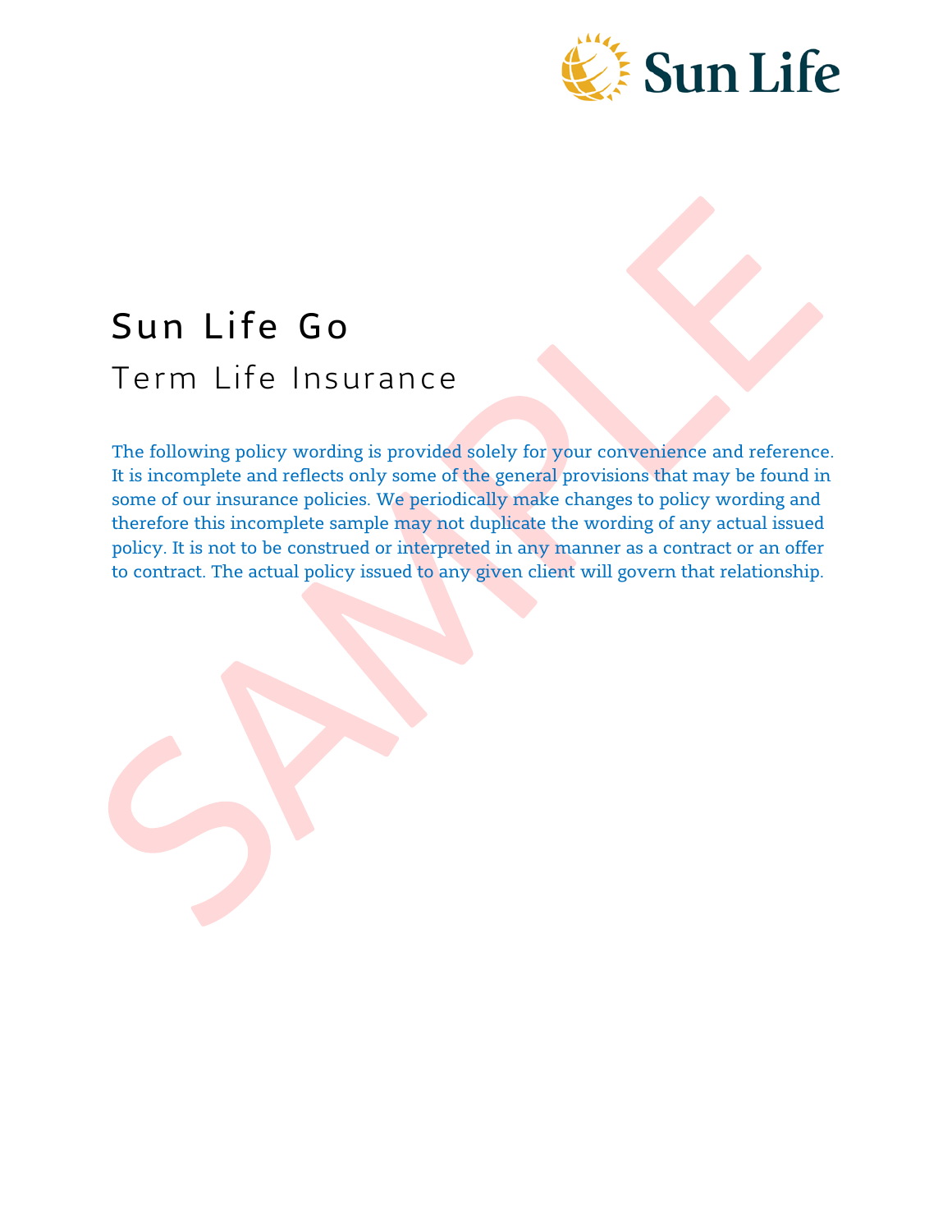# Sun Life Go

## Term Life Insurance

The following policy wording is provided solely for your convenience and reference. It is incomplete and reflects only some of the general provisions that may be found in some of our insurance policies. We periodically make changes to policy wording and therefore this incomplete sample may not duplicate the wording of any actual issued policy. It is not to be construed or interpreted in any manner as a contract or an offer to contract. The actual policy issued to any given client will govern that relationship.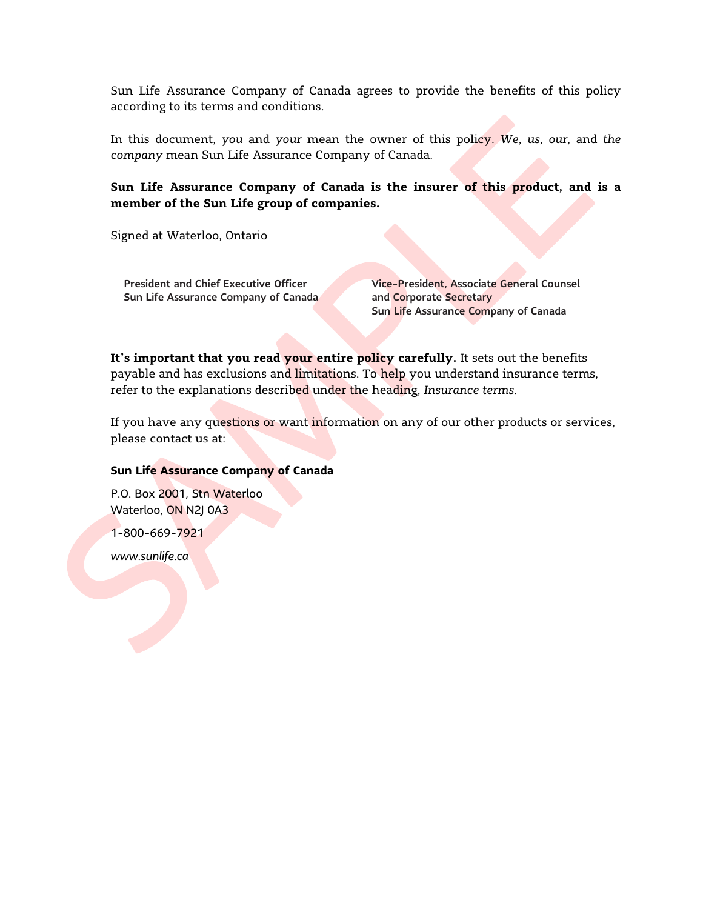Sun Life Assurance Company of Canada agrees to provide the benefits of this policy according to its terms and conditions.

In this document, *you* and *your* mean the owner of this policy. *We*, *us*, *our*, and *the company* mean Sun Life Assurance Company of Canada.

**Sun Life Assurance Company of Canada is the insurer of this product, and is a member of the Sun Life group of companies.**

Signed at Waterloo, Ontario

**President and Chief Executive Officer**
**Sun Life Assurance Company of Canada**

**Vice-President, Associate General Counsel and Corporate Secretary**
**Sun Life Assurance Company of Canada**

**It's important that you read your entire policy carefully.** It sets out the benefits payable and has exclusions and limitations. To help you understand insurance terms, refer to the explanations described under the heading, *Insurance terms*.

If you have any questions or want information on any of our other products or services, please contact us at:

**Sun Life Assurance Company of Canada**

P.O. Box 2001, Stn Waterloo
Waterloo, ON N2J 0A3

1-800-669-7921

*www.sunlife.ca*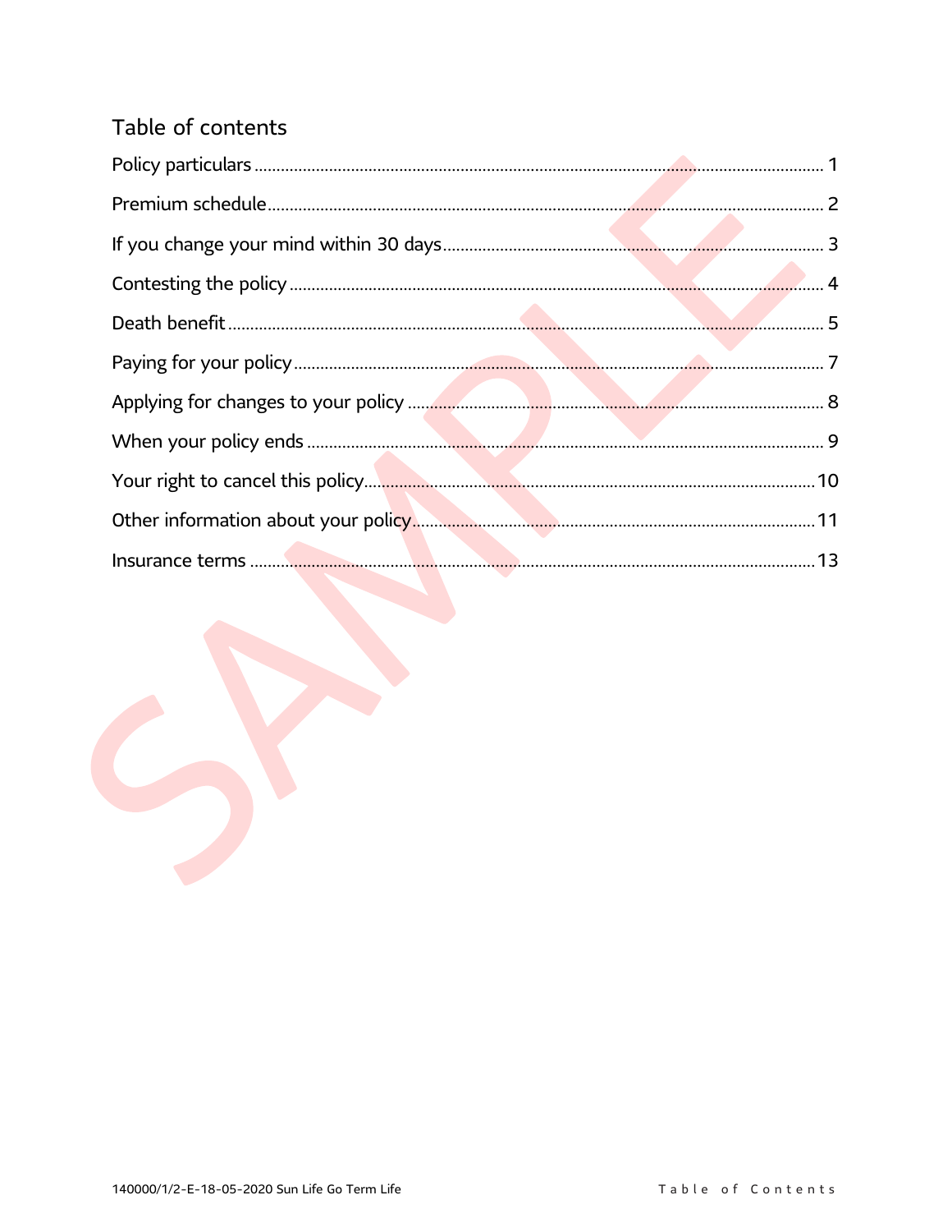## Table of contents

| | |
|---|---|
| Policy particulars | 1 |
| Premium schedule | 2 |
| If you change your mind within 30 days | 3 |
| Contesting the policy | 4 |
| Death benefit | 5 |
| Paying for your policy | 7 |
| Applying for changes to your policy | 8 |
| When your policy ends | 9 |
| Your right to cancel this policy | 10 |
| Other information about your policy | 11 |
| Insurance terms | 13 |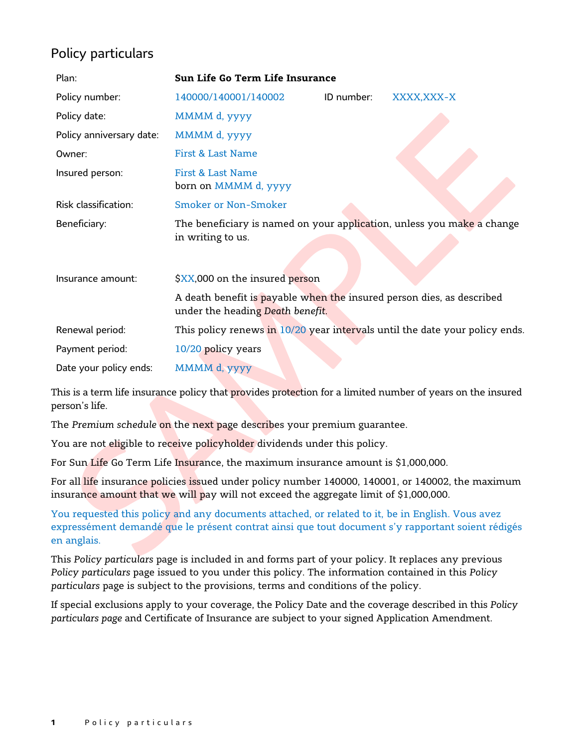## Policy particulars

| | | | |
|---|---|---|---|
| Plan: | **Sun Life Go Term Life Insurance** | | |
| Policy number: | 140000/140001/140002 | ID number: | XXXX,XXX-X |
| Policy date: | MMMM d, yyyy | | |
| Policy anniversary date: | MMMM d, yyyy | | |
| Owner: | First & Last Name | | |
| Insured person: | First & Last Name<br>born on MMMM d, yyyy | | |
| Risk classification: | Smoker or Non-Smoker | | |
| Beneficiary: | The beneficiary is named on your application, unless you make a change in writing to us. | | |
| Insurance amount: | $XX,000 on the insured person<br><br>A death benefit is payable when the insured person dies, as described under the heading *Death benefit*. | | |
| Renewal period: | This policy renews in 10/20 year intervals until the date your policy ends. | | |
| Payment period: | 10/20 policy years | | |
| Date your policy ends: | MMMM d, yyyy | | |

This is a term life insurance policy that provides protection for a limited number of years on the insured person's life.

The *Premium schedule* on the next page describes your premium guarantee.

You are not eligible to receive policyholder dividends under this policy.

For Sun Life Go Term Life Insurance, the maximum insurance amount is $1,000,000.

For all life insurance policies issued under policy number 140000, 140001, or 140002, the maximum insurance amount that we will pay will not exceed the aggregate limit of $1,000,000.

You requested this policy and any documents attached, or related to it, be in English. Vous avez expressément demandé que le présent contrat ainsi que tout document s'y rapportant soient rédigés en anglais.

This *Policy particulars* page is included in and forms part of your policy. It replaces any previous *Policy particulars* page issued to you under this policy. The information contained in this *Policy particulars* page is subject to the provisions, terms and conditions of the policy.

If special exclusions apply to your coverage, the Policy Date and the coverage described in this *Policy particulars page* and Certificate of Insurance are subject to your signed Application Amendment.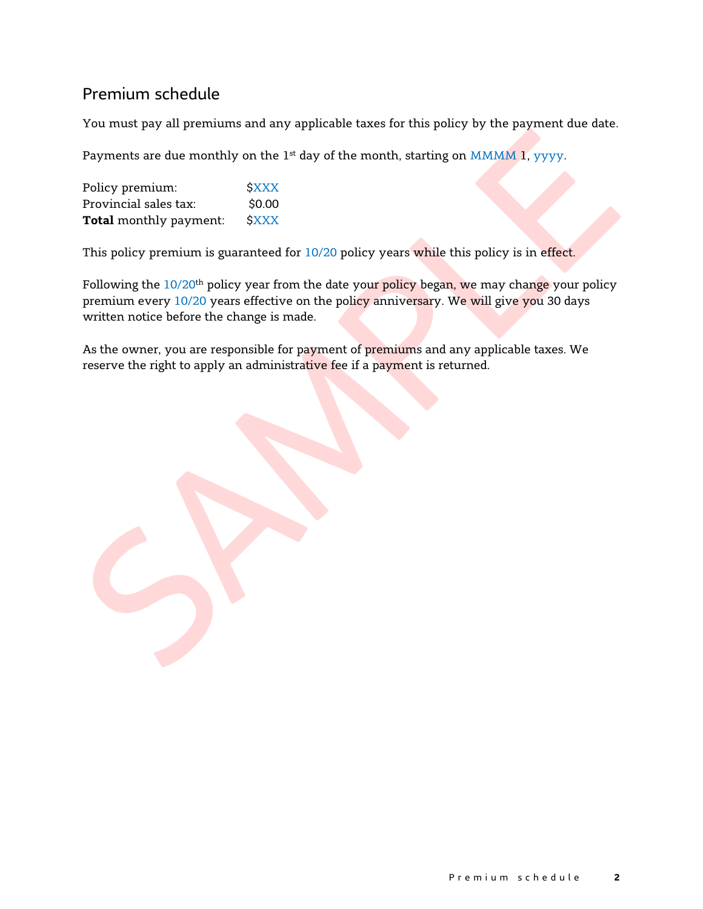## Premium schedule

You must pay all premiums and any applicable taxes for this policy by the payment due date.

Payments are due monthly on the 1st day of the month, starting on MMMM 1, yyyy.

| | |
|---|---|
| Policy premium: | $XXX |
| Provincial sales tax: | $0.00 |
| **Total** monthly payment: | $XXX |

This policy premium is guaranteed for 10/20 policy years while this policy is in effect.

Following the 10/20th policy year from the date your policy began, we may change your policy premium every 10/20 years effective on the policy anniversary. We will give you 30 days written notice before the change is made.

As the owner, you are responsible for payment of premiums and any applicable taxes. We reserve the right to apply an administrative fee if a payment is returned.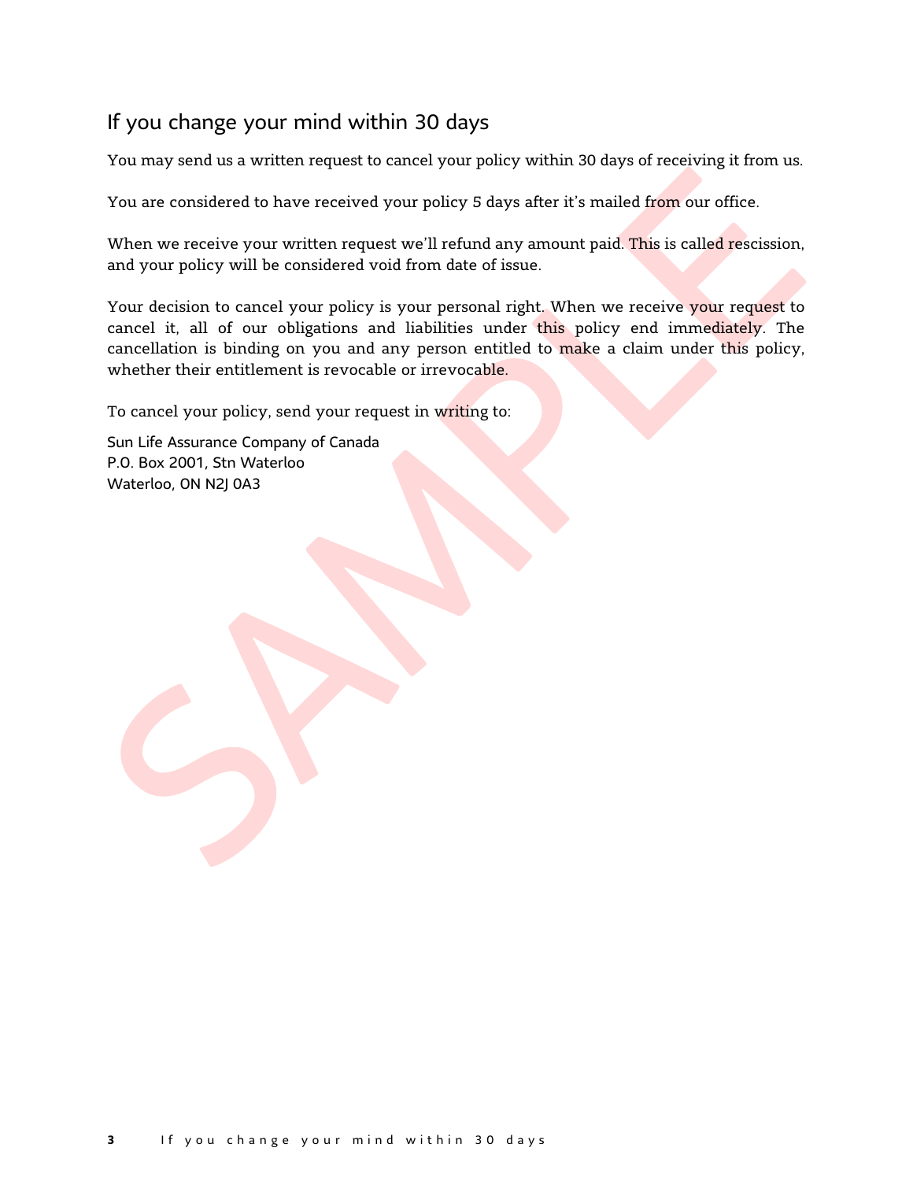## If you change your mind within 30 days

You may send us a written request to cancel your policy within 30 days of receiving it from us.

You are considered to have received your policy 5 days after it's mailed from our office.

When we receive your written request we'll refund any amount paid. This is called rescission, and your policy will be considered void from date of issue.

Your decision to cancel your policy is your personal right. When we receive your request to cancel it, all of our obligations and liabilities under this policy end immediately. The cancellation is binding on you and any person entitled to make a claim under this policy, whether their entitlement is revocable or irrevocable.

To cancel your policy, send your request in writing to:

Sun Life Assurance Company of Canada
P.O. Box 2001, Stn Waterloo
Waterloo, ON N2J 0A3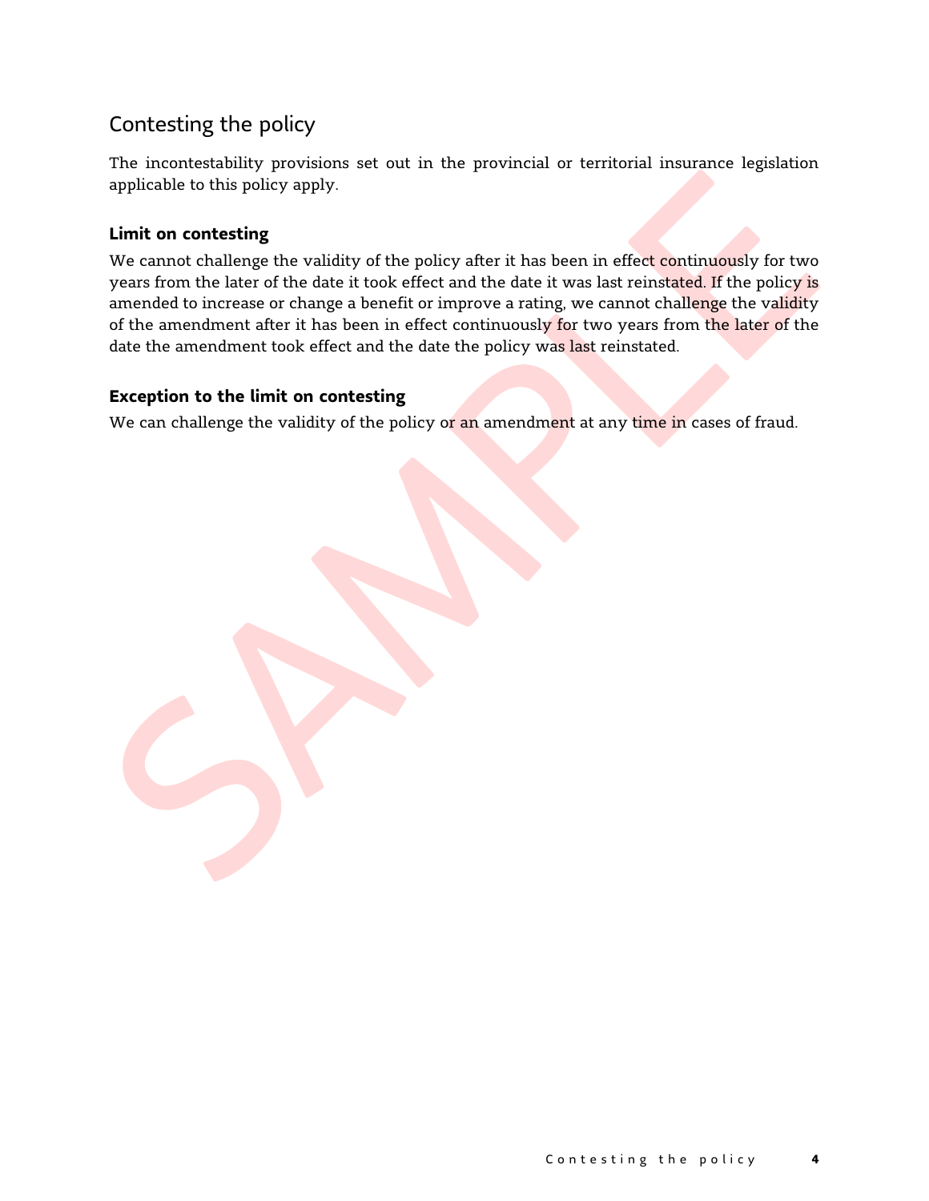## Contesting the policy

The incontestability provisions set out in the provincial or territorial insurance legislation applicable to this policy apply.

### Limit on contesting

We cannot challenge the validity of the policy after it has been in effect continuously for two years from the later of the date it took effect and the date it was last reinstated. If the policy is amended to increase or change a benefit or improve a rating, we cannot challenge the validity of the amendment after it has been in effect continuously for two years from the later of the date the amendment took effect and the date the policy was last reinstated.

### Exception to the limit on contesting

We can challenge the validity of the policy or an amendment at any time in cases of fraud.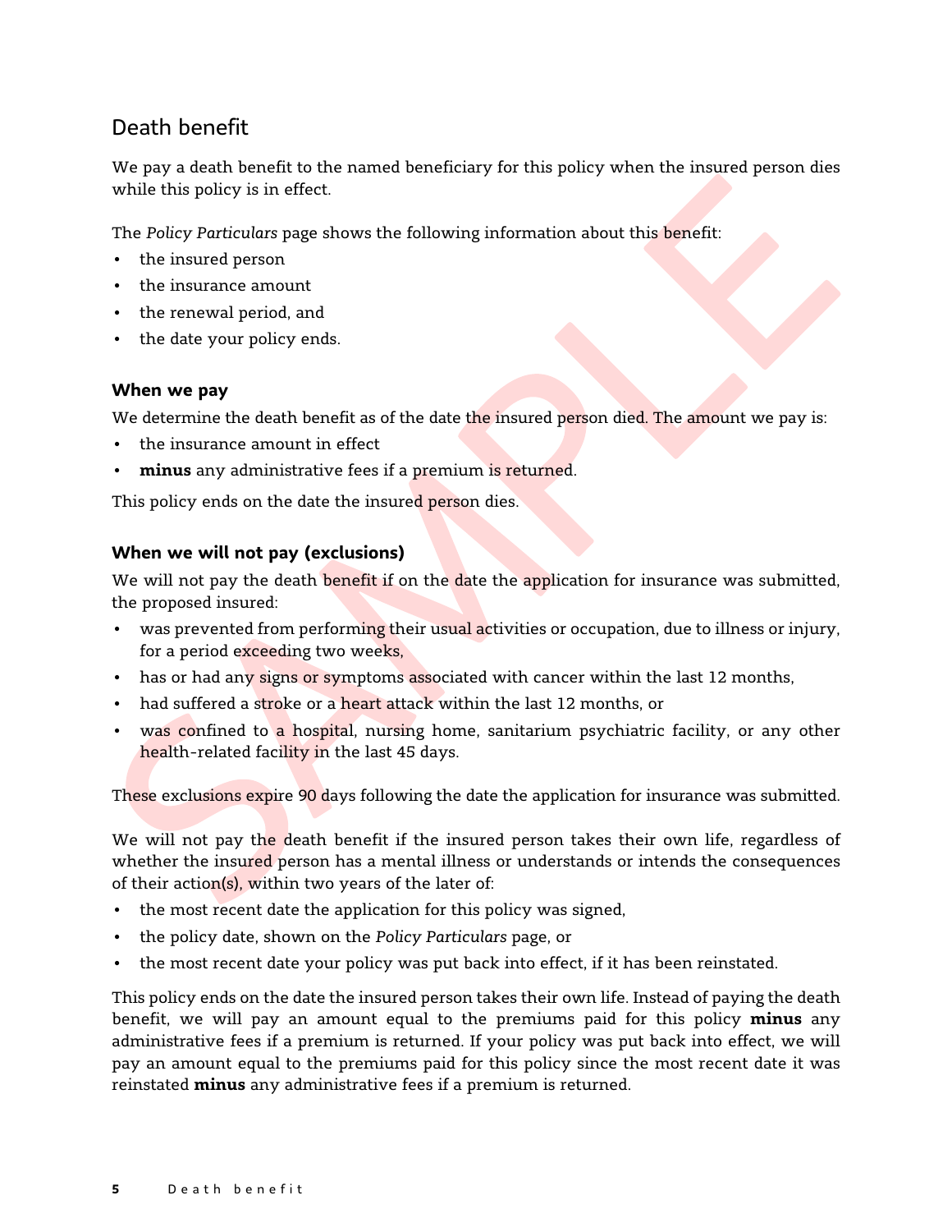## Death benefit

We pay a death benefit to the named beneficiary for this policy when the insured person dies while this policy is in effect.

The *Policy Particulars* page shows the following information about this benefit:

- the insured person
- the insurance amount
- the renewal period, and
- the date your policy ends.

### When we pay

We determine the death benefit as of the date the insured person died. The amount we pay is:

- the insurance amount in effect
- **minus** any administrative fees if a premium is returned.

This policy ends on the date the insured person dies.

### When we will not pay (exclusions)

We will not pay the death benefit if on the date the application for insurance was submitted, the proposed insured:

- was prevented from performing their usual activities or occupation, due to illness or injury, for a period exceeding two weeks,
- has or had any signs or symptoms associated with cancer within the last 12 months,
- had suffered a stroke or a heart attack within the last 12 months, or
- was confined to a hospital, nursing home, sanitarium psychiatric facility, or any other health-related facility in the last 45 days.

These exclusions expire 90 days following the date the application for insurance was submitted.

We will not pay the death benefit if the insured person takes their own life, regardless of whether the insured person has a mental illness or understands or intends the consequences of their action(s), within two years of the later of:

- the most recent date the application for this policy was signed,
- the policy date, shown on the *Policy Particulars* page, or
- the most recent date your policy was put back into effect, if it has been reinstated.

This policy ends on the date the insured person takes their own life. Instead of paying the death benefit, we will pay an amount equal to the premiums paid for this policy **minus** any administrative fees if a premium is returned. If your policy was put back into effect, we will pay an amount equal to the premiums paid for this policy since the most recent date it was reinstated **minus** any administrative fees if a premium is returned.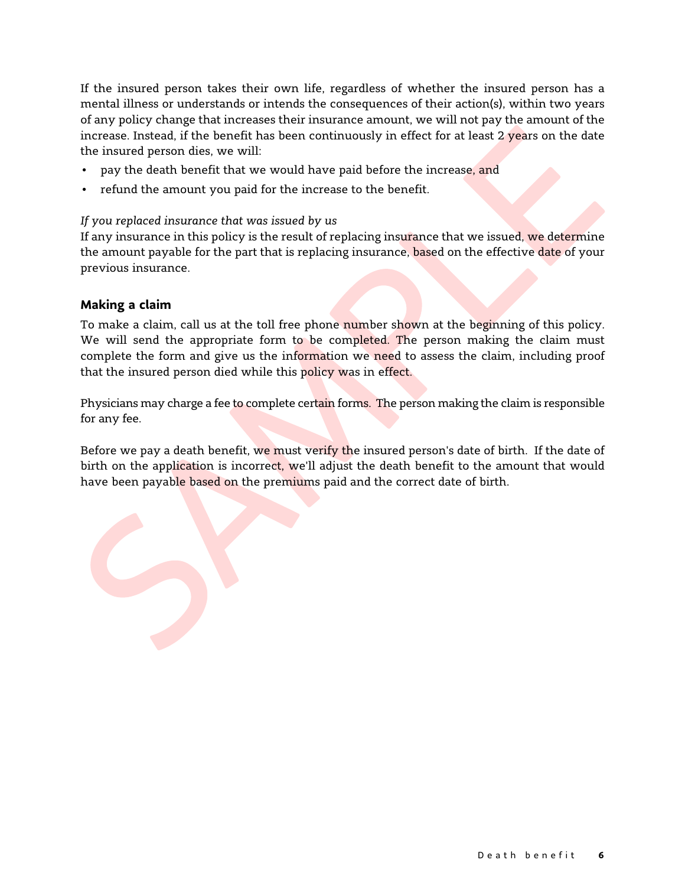If the insured person takes their own life, regardless of whether the insured person has a mental illness or understands or intends the consequences of their action(s), within two years of any policy change that increases their insurance amount, we will not pay the amount of the increase. Instead, if the benefit has been continuously in effect for at least 2 years on the date the insured person dies, we will:

- pay the death benefit that we would have paid before the increase, and
- refund the amount you paid for the increase to the benefit.

*If you replaced insurance that was issued by us*

If any insurance in this policy is the result of replacing insurance that we issued, we determine the amount payable for the part that is replacing insurance, based on the effective date of your previous insurance.

## Making a claim

To make a claim, call us at the toll free phone number shown at the beginning of this policy. We will send the appropriate form to be completed. The person making the claim must complete the form and give us the information we need to assess the claim, including proof that the insured person died while this policy was in effect.

Physicians may charge a fee to complete certain forms. The person making the claim is responsible for any fee.

Before we pay a death benefit, we must verify the insured person's date of birth. If the date of birth on the application is incorrect, we'll adjust the death benefit to the amount that would have been payable based on the premiums paid and the correct date of birth.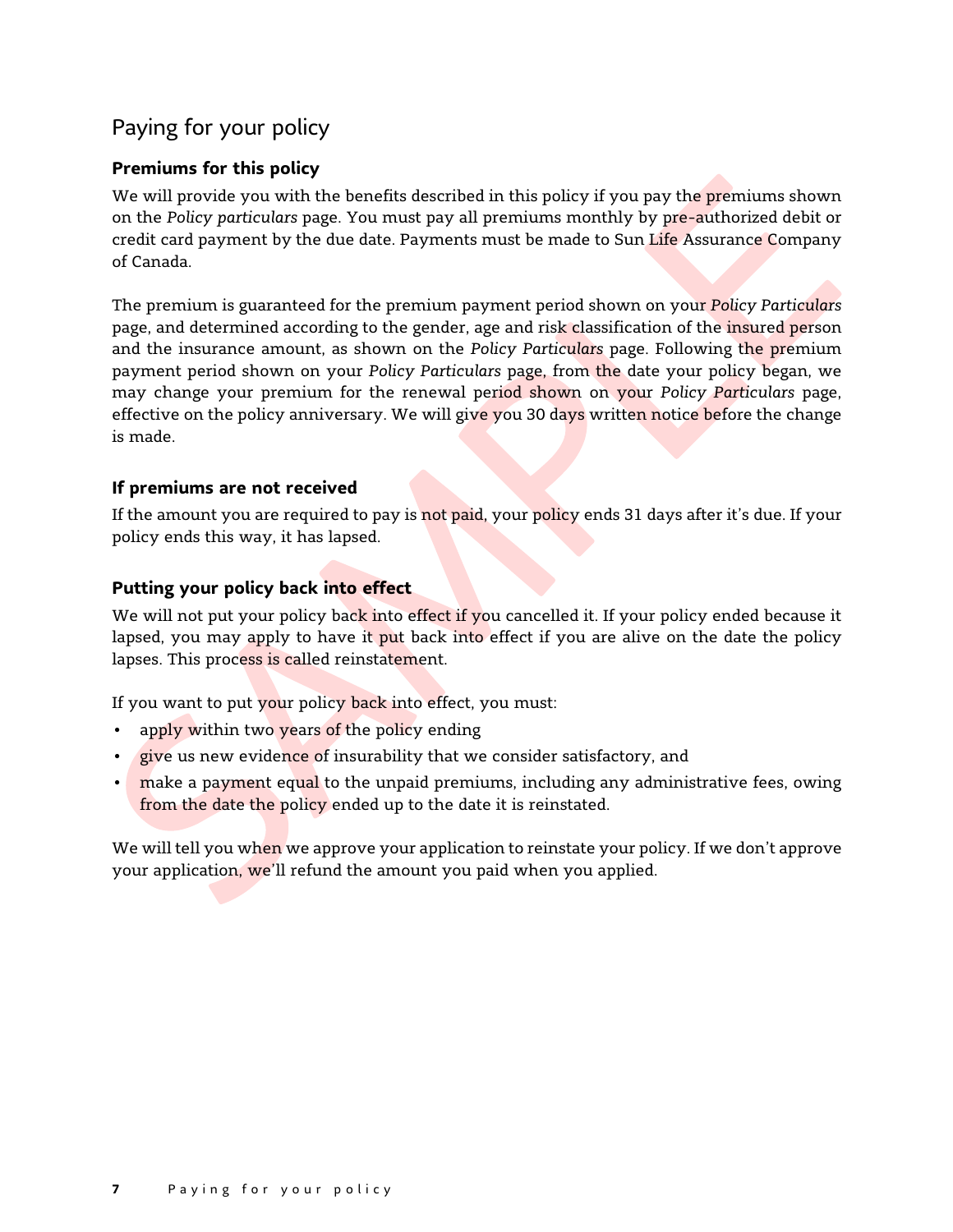# Paying for your policy

### Premiums for this policy

We will provide you with the benefits described in this policy if you pay the premiums shown on the *Policy particulars* page. You must pay all premiums monthly by pre-authorized debit or credit card payment by the due date. Payments must be made to Sun Life Assurance Company of Canada.

The premium is guaranteed for the premium payment period shown on your *Policy Particulars* page, and determined according to the gender, age and risk classification of the insured person and the insurance amount, as shown on the *Policy Particulars* page. Following the premium payment period shown on your *Policy Particulars* page, from the date your policy began, we may change your premium for the renewal period shown on your *Policy Particulars* page, effective on the policy anniversary. We will give you 30 days written notice before the change is made.

### If premiums are not received

If the amount you are required to pay is not paid, your policy ends 31 days after it's due. If your policy ends this way, it has lapsed.

### Putting your policy back into effect

We will not put your policy back into effect if you cancelled it. If your policy ended because it lapsed, you may apply to have it put back into effect if you are alive on the date the policy lapses. This process is called reinstatement.

If you want to put your policy back into effect, you must:

- apply within two years of the policy ending
- give us new evidence of insurability that we consider satisfactory, and
- make a payment equal to the unpaid premiums, including any administrative fees, owing from the date the policy ended up to the date it is reinstated.

We will tell you when we approve your application to reinstate your policy. If we don't approve your application, we'll refund the amount you paid when you applied.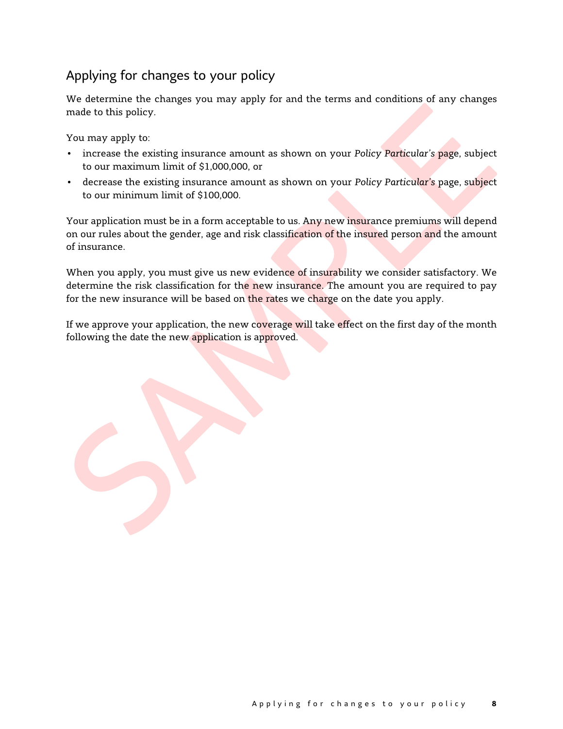## Applying for changes to your policy

We determine the changes you may apply for and the terms and conditions of any changes made to this policy.

You may apply to:

- increase the existing insurance amount as shown on your *Policy Particular's* page, subject to our maximum limit of $1,000,000, or
- decrease the existing insurance amount as shown on your *Policy Particular's* page, subject to our minimum limit of $100,000.

Your application must be in a form acceptable to us. Any new insurance premiums will depend on our rules about the gender, age and risk classification of the insured person and the amount of insurance.

When you apply, you must give us new evidence of insurability we consider satisfactory. We determine the risk classification for the new insurance. The amount you are required to pay for the new insurance will be based on the rates we charge on the date you apply.

If we approve your application, the new coverage will take effect on the first day of the month following the date the new application is approved.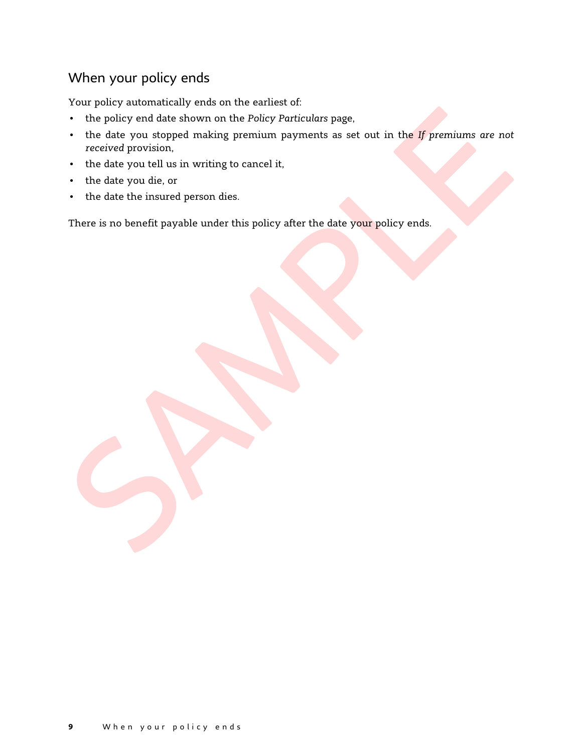## When your policy ends

Your policy automatically ends on the earliest of:

- the policy end date shown on the *Policy Particulars* page,
- the date you stopped making premium payments as set out in the *If premiums are not received* provision,
- the date you tell us in writing to cancel it,
- the date you die, or
- the date the insured person dies.

There is no benefit payable under this policy after the date your policy ends.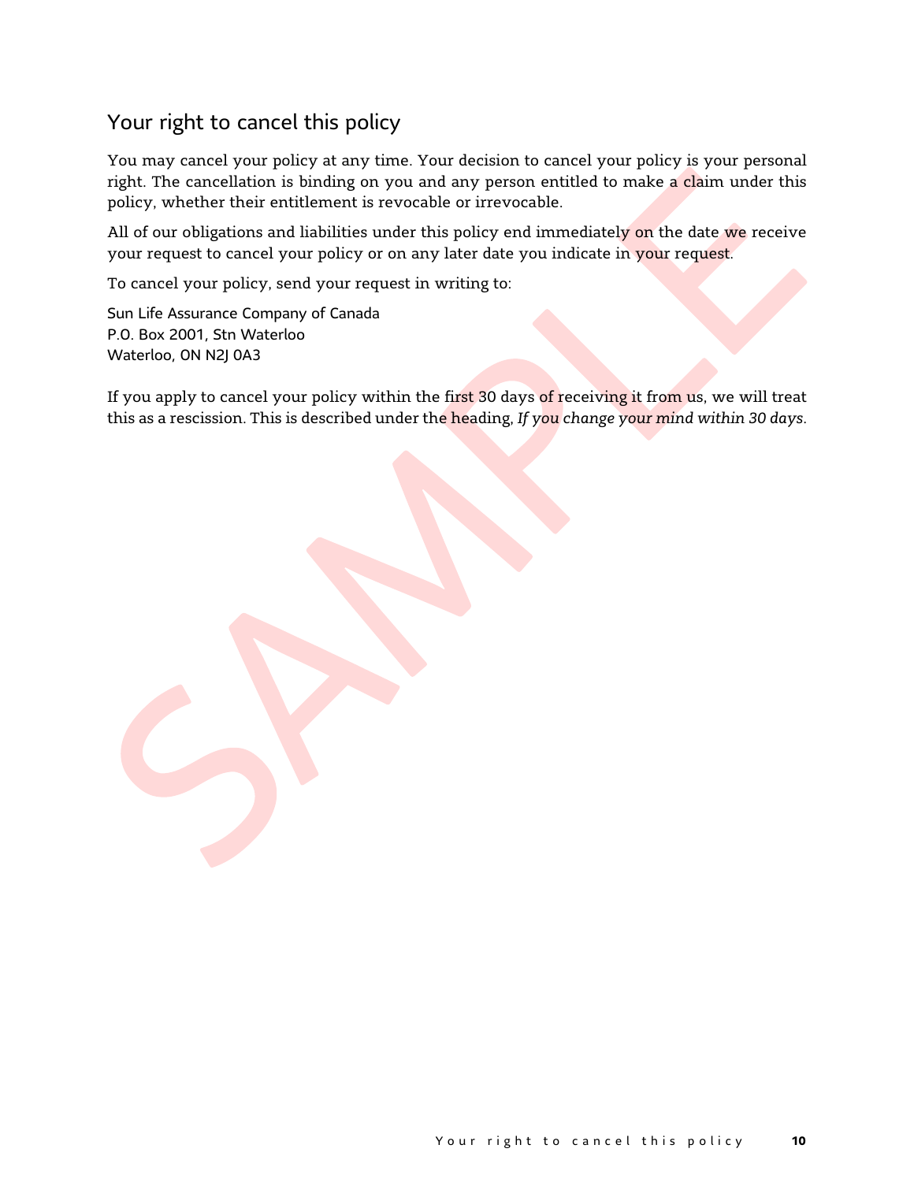## Your right to cancel this policy

You may cancel your policy at any time. Your decision to cancel your policy is your personal right. The cancellation is binding on you and any person entitled to make a claim under this policy, whether their entitlement is revocable or irrevocable.

All of our obligations and liabilities under this policy end immediately on the date we receive your request to cancel your policy or on any later date you indicate in your request.

To cancel your policy, send your request in writing to:

Sun Life Assurance Company of Canada
P.O. Box 2001, Stn Waterloo
Waterloo, ON N2J 0A3

If you apply to cancel your policy within the first 30 days of receiving it from us, we will treat this as a rescission. This is described under the heading, *If you change your mind within 30 days*.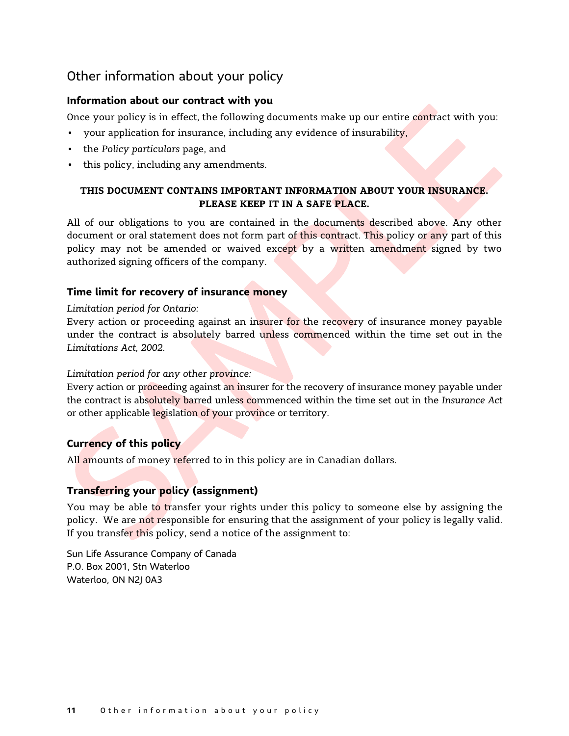## Other information about your policy

### Information about our contract with you

Once your policy is in effect, the following documents make up our entire contract with you:

- your application for insurance, including any evidence of insurability,
- the *Policy particulars* page, and
- this policy, including any amendments.

**THIS DOCUMENT CONTAINS IMPORTANT INFORMATION ABOUT YOUR INSURANCE. PLEASE KEEP IT IN A SAFE PLACE.**

All of our obligations to you are contained in the documents described above. Any other document or oral statement does not form part of this contract. This policy or any part of this policy may not be amended or waived except by a written amendment signed by two authorized signing officers of the company.

### Time limit for recovery of insurance money

*Limitation period for Ontario:*
Every action or proceeding against an insurer for the recovery of insurance money payable under the contract is absolutely barred unless commenced within the time set out in the *Limitations Act, 2002*.

*Limitation period for any other province:*
Every action or proceeding against an insurer for the recovery of insurance money payable under the contract is absolutely barred unless commenced within the time set out in the *Insurance Act* or other applicable legislation of your province or territory.

### Currency of this policy

All amounts of money referred to in this policy are in Canadian dollars.

### Transferring your policy (assignment)

You may be able to transfer your rights under this policy to someone else by assigning the policy. We are not responsible for ensuring that the assignment of your policy is legally valid. If you transfer this policy, send a notice of the assignment to:

Sun Life Assurance Company of Canada
P.O. Box 2001, Stn Waterloo
Waterloo, ON N2J 0A3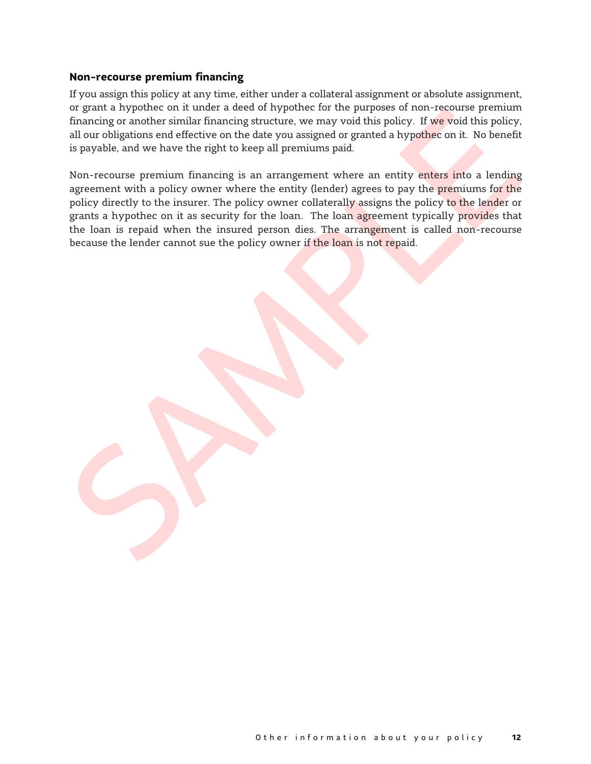### Non-recourse premium financing

If you assign this policy at any time, either under a collateral assignment or absolute assignment, or grant a hypothec on it under a deed of hypothec for the purposes of non-recourse premium financing or another similar financing structure, we may void this policy. If we void this policy, all our obligations end effective on the date you assigned or granted a hypothec on it. No benefit is payable, and we have the right to keep all premiums paid.

Non-recourse premium financing is an arrangement where an entity enters into a lending agreement with a policy owner where the entity (lender) agrees to pay the premiums for the policy directly to the insurer. The policy owner collaterally assigns the policy to the lender or grants a hypothec on it as security for the loan. The loan agreement typically provides that the loan is repaid when the insured person dies. The arrangement is called non-recourse because the lender cannot sue the policy owner if the loan is not repaid.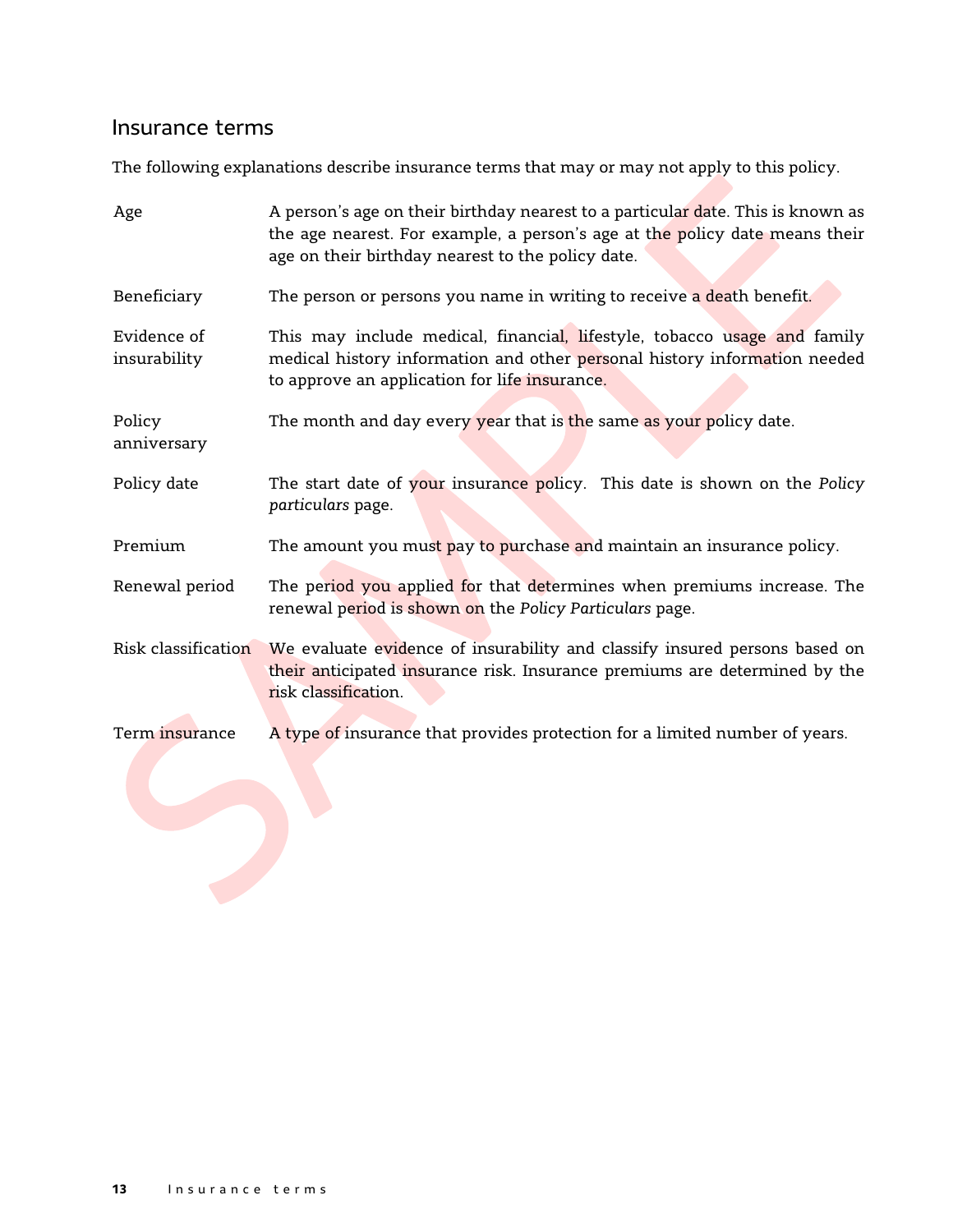## Insurance terms

The following explanations describe insurance terms that may or may not apply to this policy.

| | |
|---|---|
| Age | A person's age on their birthday nearest to a particular date. This is known as the age nearest. For example, a person's age at the policy date means their age on their birthday nearest to the policy date. |
| Beneficiary | The person or persons you name in writing to receive a death benefit. |
| Evidence of insurability | This may include medical, financial, lifestyle, tobacco usage and family medical history information and other personal history information needed to approve an application for life insurance. |
| Policy anniversary | The month and day every year that is the same as your policy date. |
| Policy date | The start date of your insurance policy. This date is shown on the *Policy particulars* page. |
| Premium | The amount you must pay to purchase and maintain an insurance policy. |
| Renewal period | The period you applied for that determines when premiums increase. The renewal period is shown on the *Policy Particulars* page. |
| Risk classification | We evaluate evidence of insurability and classify insured persons based on their anticipated insurance risk. Insurance premiums are determined by the risk classification. |
| Term insurance | A type of insurance that provides protection for a limited number of years. |